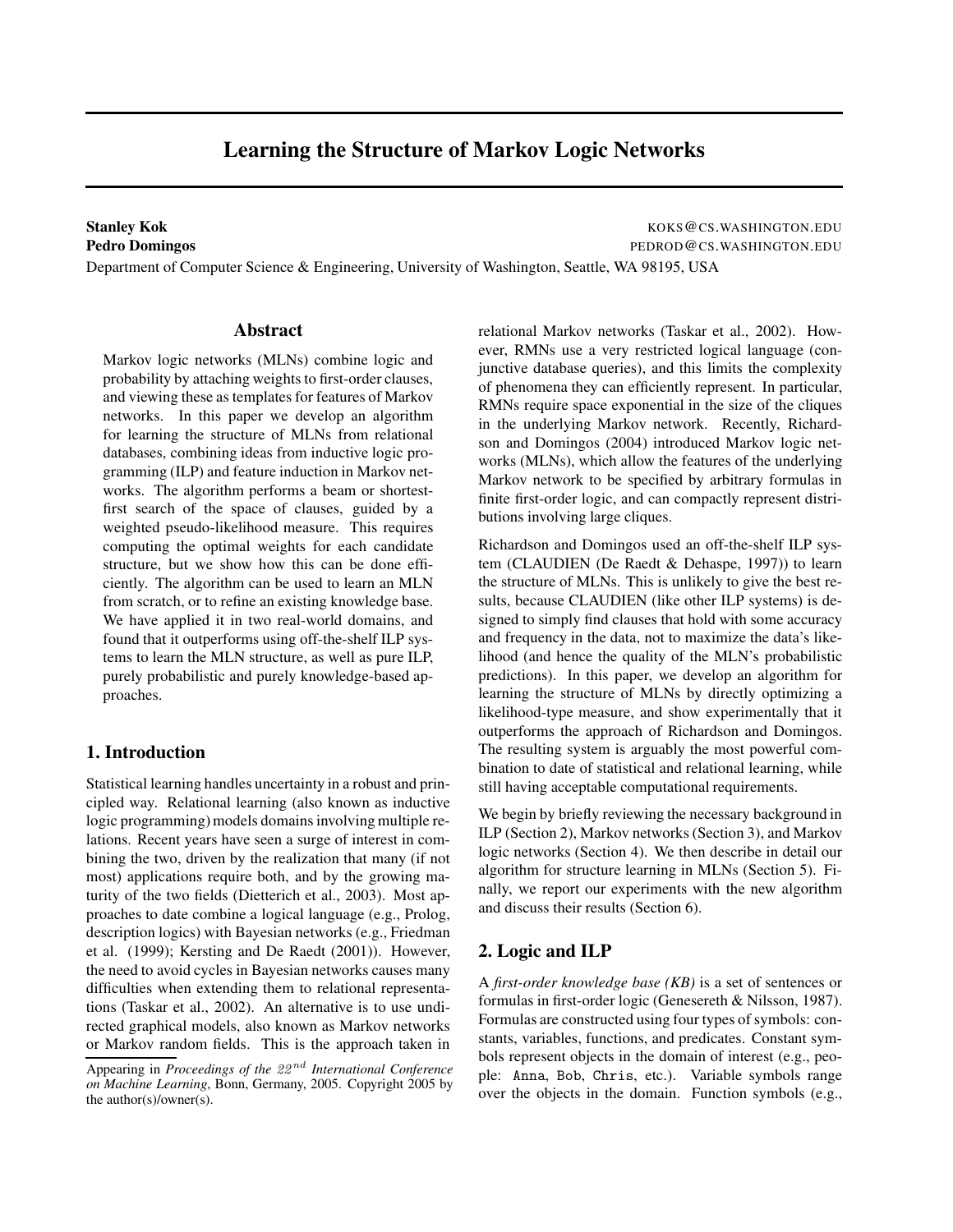# Learning the Structure of Markov Logic Networks

**Stanley Kok** KOKS@CS.WASHINGTON.EDU
**Pedro Domingos** PEDROD@CS.WASHINGTON.EDU
Department of Computer Science & Engineering, University of Washington, Seattle, WA 98195, USA

## Abstract

Markov logic networks (MLNs) combine logic and probability by attaching weights to first-order clauses, and viewing these as templates for features of Markov networks. In this paper we develop an algorithm for learning the structure of MLNs from relational databases, combining ideas from inductive logic programming (ILP) and feature induction in Markov networks. The algorithm performs a beam or shortest-first search of the space of clauses, guided by a weighted pseudo-likelihood measure. This requires computing the optimal weights for each candidate structure, but we show how this can be done efficiently. The algorithm can be used to learn an MLN from scratch, or to refine an existing knowledge base. We have applied it in two real-world domains, and found that it outperforms using off-the-shelf ILP systems to learn the MLN structure, as well as pure ILP, purely probabilistic and purely knowledge-based approaches.

## 1. Introduction

Statistical learning handles uncertainty in a robust and principled way. Relational learning (also known as inductive logic programming) models domains involving multiple relations. Recent years have seen a surge of interest in combining the two, driven by the realization that many (if not most) applications require both, and by the growing maturity of the two fields (Dietterich et al., 2003). Most approaches to date combine a logical language (e.g., Prolog, description logics) with Bayesian networks (e.g., Friedman et al. (1999); Kersting and De Raedt (2001)). However, the need to avoid cycles in Bayesian networks causes many difficulties when extending them to relational representations (Taskar et al., 2002). An alternative is to use undirected graphical models, also known as Markov networks or Markov random fields. This is the approach taken in relational Markov networks (Taskar et al., 2002). However, RMNs use a very restricted logical language (conjunctive database queries), and this limits the complexity of phenomena they can efficiently represent. In particular, RMNs require space exponential in the size of the cliques in the underlying Markov network. Recently, Richardson and Domingos (2004) introduced Markov logic networks (MLNs), which allow the features of the underlying Markov network to be specified by arbitrary formulas in finite first-order logic, and can compactly represent distributions involving large cliques.

Richardson and Domingos used an off-the-shelf ILP system (CLAUDIEN (De Raedt & Dehaspe, 1997)) to learn the structure of MLNs. This is unlikely to give the best results, because CLAUDIEN (like other ILP systems) is designed to simply find clauses that hold with some accuracy and frequency in the data, not to maximize the data's likelihood (and hence the quality of the MLN's probabilistic predictions). In this paper, we develop an algorithm for learning the structure of MLNs by directly optimizing a likelihood-type measure, and show experimentally that it outperforms the approach of Richardson and Domingos. The resulting system is arguably the most powerful combination to date of statistical and relational learning, while still having acceptable computational requirements.

We begin by briefly reviewing the necessary background in ILP (Section 2), Markov networks (Section 3), and Markov logic networks (Section 4). We then describe in detail our algorithm for structure learning in MLNs (Section 5). Finally, we report our experiments with the new algorithm and discuss their results (Section 6).

## 2. Logic and ILP

A *first-order knowledge base (KB)* is a set of sentences or formulas in first-order logic (Genesereth & Nilsson, 1987). Formulas are constructed using four types of symbols: constants, variables, functions, and predicates. Constant symbols represent objects in the domain of interest (e.g., people: Anna, Bob, Chris, etc.). Variable symbols range over the objects in the domain. Function symbols (e.g.,

Appearing in *Proceedings of the $22^{nd}$ International Conference on Machine Learning*, Bonn, Germany, 2005. Copyright 2005 by the author(s)/owner(s).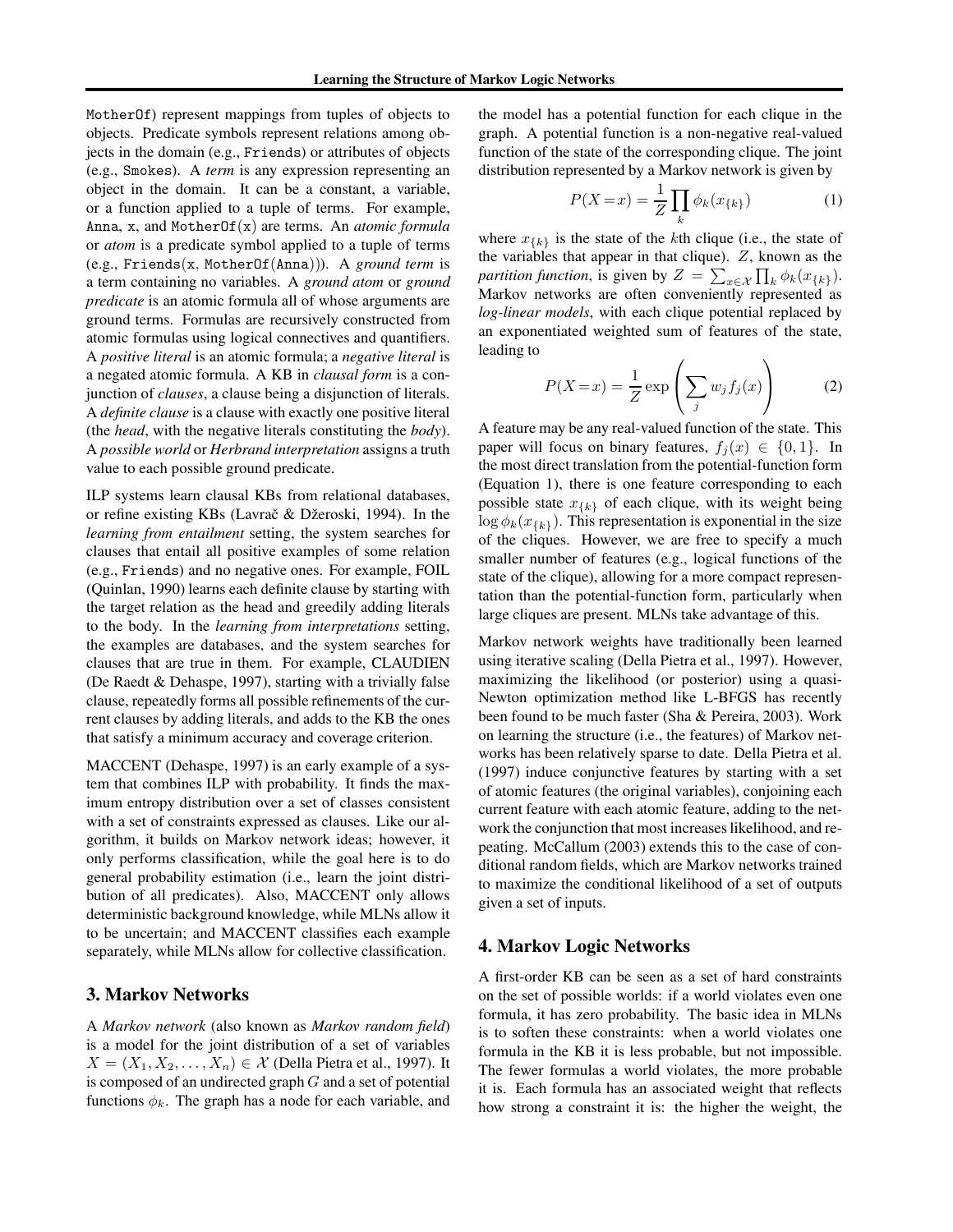MotherOf) represent mappings from tuples of objects to objects. Predicate symbols represent relations among objects in the domain (e.g., Friends) or attributes of objects (e.g., Smokes). A *term* is any expression representing an object in the domain. It can be a constant, a variable, or a function applied to a tuple of terms. For example, Anna, x, and MotherOf(x) are terms. An *atomic formula* or *atom* is a predicate symbol applied to a tuple of terms (e.g., Friends(x, MotherOf(Anna))). A *ground term* is a term containing no variables. A *ground atom* or *ground predicate* is an atomic formula all of whose arguments are ground terms. Formulas are recursively constructed from atomic formulas using logical connectives and quantifiers. A *positive literal* is an atomic formula; a *negative literal* is a negated atomic formula. A KB in *clausal form* is a conjunction of *clauses*, a clause being a disjunction of literals. A *definite clause* is a clause with exactly one positive literal (the *head*, with the negative literals constituting the *body*). A *possible world* or *Herbrand interpretation* assigns a truth value to each possible ground predicate.

ILP systems learn clausal KBs from relational databases, or refine existing KBs (Lavrač & Džeroski, 1994). In the *learning from entailment* setting, the system searches for clauses that entail all positive examples of some relation (e.g., Friends) and no negative ones. For example, FOIL (Quinlan, 1990) learns each definite clause by starting with the target relation as the head and greedily adding literals to the body. In the *learning from interpretations* setting, the examples are databases, and the system searches for clauses that are true in them. For example, CLAUDIEN (De Raedt & Dehaspe, 1997), starting with a trivially false clause, repeatedly forms all possible refinements of the current clauses by adding literals, and adds to the KB the ones that satisfy a minimum accuracy and coverage criterion.

MACCENT (Dehaspe, 1997) is an early example of a system that combines ILP with probability. It finds the maximum entropy distribution over a set of classes consistent with a set of constraints expressed as clauses. Like our algorithm, it builds on Markov network ideas; however, it only performs classification, while the goal here is to do general probability estimation (i.e., learn the joint distribution of all predicates). Also, MACCENT only allows deterministic background knowledge, while MLNs allow it to be uncertain; and MACCENT classifies each example separately, while MLNs allow for collective classification.

## 3. Markov Networks

A *Markov network* (also known as *Markov random field*) is a model for the joint distribution of a set of variables $X = (X_1, X_2, \ldots, X_n) \in \mathcal{X}$ (Della Pietra et al., 1997). It is composed of an undirected graph $G$ and a set of potential functions $\phi_k$. The graph has a node for each variable, and the model has a potential function for each clique in the graph. A potential function is a non-negative real-valued function of the state of the corresponding clique. The joint distribution represented by a Markov network is given by

$$P(X=x) = \frac{1}{Z} \prod_k \phi_k(x_{\{k\}}) \tag{1}$$

where $x_{\{k\}}$ is the state of the $k$th clique (i.e., the state of the variables that appear in that clique). $Z$, known as the *partition function*, is given by $Z = \sum_{x \in \mathcal{X}} \prod_k \phi_k(x_{\{k\}})$. Markov networks are often conveniently represented as *log-linear models*, with each clique potential replaced by an exponentiated weighted sum of features of the state, leading to

$$P(X=x) = \frac{1}{Z} \exp\left(\sum_j w_j f_j(x)\right) \tag{2}$$

A feature may be any real-valued function of the state. This paper will focus on binary features, $f_j(x) \in \{0, 1\}$. In the most direct translation from the potential-function form (Equation 1), there is one feature corresponding to each possible state $x_{\{k\}}$ of each clique, with its weight being $\log \phi_k(x_{\{k\}})$. This representation is exponential in the size of the cliques. However, we are free to specify a much smaller number of features (e.g., logical functions of the state of the clique), allowing for a more compact representation than the potential-function form, particularly when large cliques are present. MLNs take advantage of this.

Markov network weights have traditionally been learned using iterative scaling (Della Pietra et al., 1997). However, maximizing the likelihood (or posterior) using a quasi-Newton optimization method like L-BFGS has recently been found to be much faster (Sha & Pereira, 2003). Work on learning the structure (i.e., the features) of Markov networks has been relatively sparse to date. Della Pietra et al. (1997) induce conjunctive features by starting with a set of atomic features (the original variables), conjoining each current feature with each atomic feature, adding to the network the conjunction that most increases likelihood, and repeating. McCallum (2003) extends this to the case of conditional random fields, which are Markov networks trained to maximize the conditional likelihood of a set of outputs given a set of inputs.

## 4. Markov Logic Networks

A first-order KB can be seen as a set of hard constraints on the set of possible worlds: if a world violates even one formula, it has zero probability. The basic idea in MLNs is to soften these constraints: when a world violates one formula in the KB it is less probable, but not impossible. The fewer formulas a world violates, the more probable it is. Each formula has an associated weight that reflects how strong a constraint it is: the higher the weight, the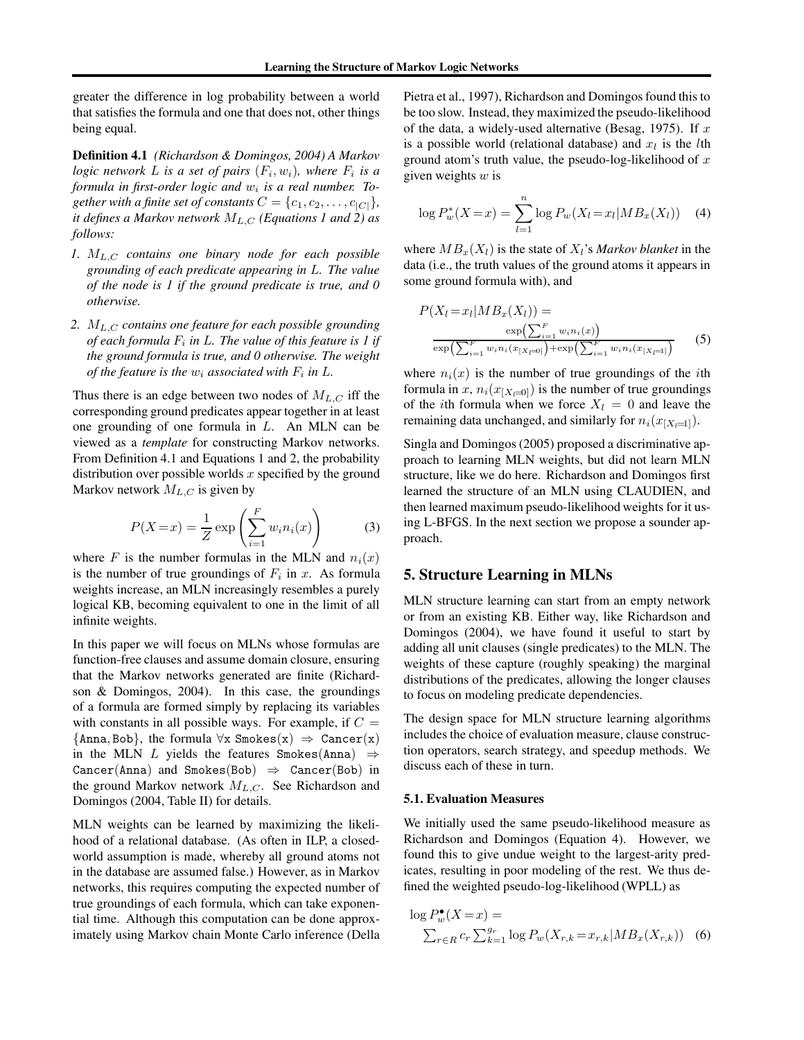greater the difference in log probability between a world that satisfies the formula and one that does not, other things being equal.

**Definition 4.1** *(Richardson & Domingos, 2004) A Markov logic network $L$ is a set of pairs $(F_i, w_i)$, where $F_i$ is a formula in first-order logic and $w_i$ is a real number. Together with a finite set of constants $C = \{c_1, c_2, \ldots, c_{|C|}\}$, it defines a Markov network $M_{L,C}$ (Equations 1 and 2) as follows:*

1. *$M_{L,C}$ contains one binary node for each possible grounding of each predicate appearing in $L$. The value of the node is 1 if the ground predicate is true, and 0 otherwise.*
2. *$M_{L,C}$ contains one feature for each possible grounding of each formula $F_i$ in $L$. The value of this feature is 1 if the ground formula is true, and 0 otherwise. The weight of the feature is the $w_i$ associated with $F_i$ in $L$.*

Thus there is an edge between two nodes of $M_{L,C}$ iff the corresponding ground predicates appear together in at least one grounding of one formula in $L$. An MLN can be viewed as a *template* for constructing Markov networks. From Definition 4.1 and Equations 1 and 2, the probability distribution over possible worlds $x$ specified by the ground Markov network $M_{L,C}$ is given by

$$P(X = x) = \frac{1}{Z} \exp\left(\sum_{i=1}^{F} w_i n_i(x)\right) \quad (3)$$

where $F$ is the number formulas in the MLN and $n_i(x)$ is the number of true groundings of $F_i$ in $x$. As formula weights increase, an MLN increasingly resembles a purely logical KB, becoming equivalent to one in the limit of all infinite weights.

In this paper we will focus on MLNs whose formulas are function-free clauses and assume domain closure, ensuring that the Markov networks generated are finite (Richardson & Domingos, 2004). In this case, the groundings of a formula are formed simply by replacing its variables with constants in all possible ways. For example, if $C = \{\texttt{Anna}, \texttt{Bob}\}$, the formula $\forall$x Smokes(x) $\Rightarrow$ Cancer(x) in the MLN $L$ yields the features Smokes(Anna) $\Rightarrow$ Cancer(Anna) and Smokes(Bob) $\Rightarrow$ Cancer(Bob) in the ground Markov network $M_{L,C}$. See Richardson and Domingos (2004, Table II) for details.

MLN weights can be learned by maximizing the likelihood of a relational database. (As often in ILP, a closed-world assumption is made, whereby all ground atoms not in the database are assumed false.) However, as in Markov networks, this requires computing the expected number of true groundings of each formula, which can take exponential time. Although this computation can be done approximately using Markov chain Monte Carlo inference (Della Pietra et al., 1997), Richardson and Domingos found this to be too slow. Instead, they maximized the pseudo-likelihood of the data, a widely-used alternative (Besag, 1975). If $x$ is a possible world (relational database) and $x_l$ is the $l$th ground atom's truth value, the pseudo-log-likelihood of $x$ given weights $w$ is

$$\log P^*_w(X = x) = \sum_{l=1}^{n} \log P_w(X_l = x_l | MB_x(X_l)) \quad (4)$$

where $MB_x(X_l)$ is the state of $X_l$'s *Markov blanket* in the data (i.e., the truth values of the ground atoms it appears in some ground formula with), and

$$P(X_l = x_l | MB_x(X_l)) = \frac{\exp\left(\sum_{i=1}^{F} w_i n_i(x)\right)}{\exp\left(\sum_{i=1}^{F} w_i n_i(x_{[X_l=0]})\right) + \exp\left(\sum_{i=1}^{F} w_i n_i(x_{[X_l=1]})\right)} \quad (5)$$

where $n_i(x)$ is the number of true groundings of the $i$th formula in $x$, $n_i(x_{[X_l=0]})$ is the number of true groundings of the $i$th formula when we force $X_l = 0$ and leave the remaining data unchanged, and similarly for $n_i(x_{[X_l=1]})$.

Singla and Domingos (2005) proposed a discriminative approach to learning MLN weights, but did not learn MLN structure, like we do here. Richardson and Domingos first learned the structure of an MLN using CLAUDIEN, and then learned maximum pseudo-likelihood weights for it using L-BFGS. In the next section we propose a sounder approach.

## 5. Structure Learning in MLNs

MLN structure learning can start from an empty network or from an existing KB. Either way, like Richardson and Domingos (2004), we have found it useful to start by adding all unit clauses (single predicates) to the MLN. The weights of these capture (roughly speaking) the marginal distributions of the predicates, allowing the longer clauses to focus on modeling predicate dependencies.

The design space for MLN structure learning algorithms includes the choice of evaluation measure, clause construction operators, search strategy, and speedup methods. We discuss each of these in turn.

### 5.1. Evaluation Measures

We initially used the same pseudo-likelihood measure as Richardson and Domingos (Equation 4). However, we found this to give undue weight to the largest-arity predicates, resulting in poor modeling of the rest. We thus defined the weighted pseudo-log-likelihood (WPLL) as

$$\log P^\bullet_w(X = x) = \sum_{r \in R} c_r \sum_{k=1}^{g_r} \log P_w(X_{r,k} = x_{r,k} | MB_x(X_{r,k})) \quad (6)$$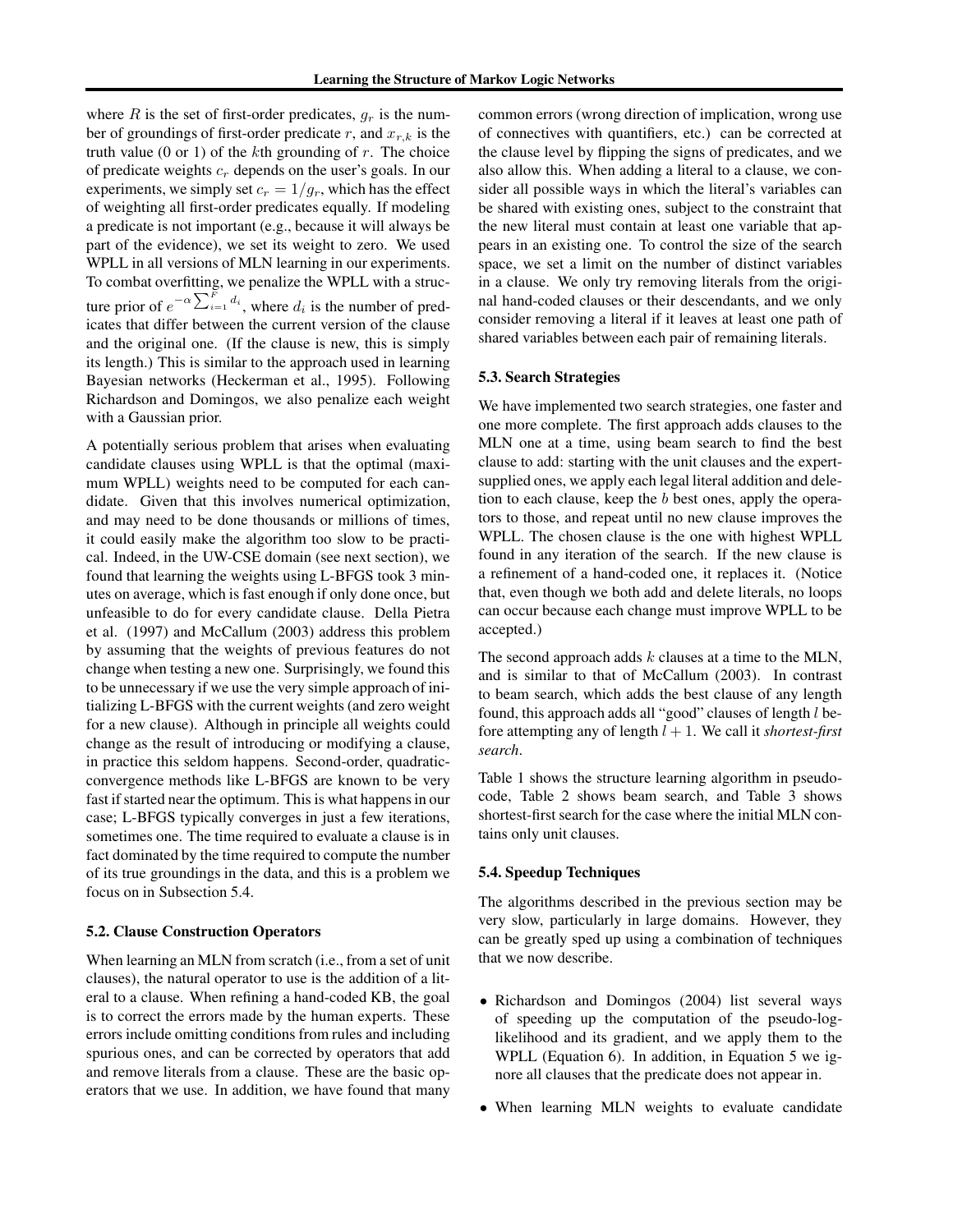where $R$ is the set of first-order predicates, $g_r$ is the number of groundings of first-order predicate $r$, and $x_{r,k}$ is the truth value (0 or 1) of the $k$th grounding of $r$. The choice of predicate weights $c_r$ depends on the user's goals. In our experiments, we simply set $c_r = 1/g_r$, which has the effect of weighting all first-order predicates equally. If modeling a predicate is not important (e.g., because it will always be part of the evidence), we set its weight to zero. We used WPLL in all versions of MLN learning in our experiments. To combat overfitting, we penalize the WPLL with a structure prior of $e^{-\alpha \sum_{i=1}^{F} d_i}$, where $d_i$ is the number of predicates that differ between the current version of the clause and the original one. (If the clause is new, this is simply its length.) This is similar to the approach used in learning Bayesian networks (Heckerman et al., 1995). Following Richardson and Domingos, we also penalize each weight with a Gaussian prior.

A potentially serious problem that arises when evaluating candidate clauses using WPLL is that the optimal (maximum WPLL) weights need to be computed for each candidate. Given that this involves numerical optimization, and may need to be done thousands or millions of times, it could easily make the algorithm too slow to be practical. Indeed, in the UW-CSE domain (see next section), we found that learning the weights using L-BFGS took 3 minutes on average, which is fast enough if only done once, but unfeasible to do for every candidate clause. Della Pietra et al. (1997) and McCallum (2003) address this problem by assuming that the weights of previous features do not change when testing a new one. Surprisingly, we found this to be unnecessary if we use the very simple approach of initializing L-BFGS with the current weights (and zero weight for a new clause). Although in principle all weights could change as the result of introducing or modifying a clause, in practice this seldom happens. Second-order, quadratic-convergence methods like L-BFGS are known to be very fast if started near the optimum. This is what happens in our case; L-BFGS typically converges in just a few iterations, sometimes one. The time required to evaluate a clause is in fact dominated by the time required to compute the number of its true groundings in the data, and this is a problem we focus on in Subsection 5.4.

### 5.2. Clause Construction Operators

When learning an MLN from scratch (i.e., from a set of unit clauses), the natural operator to use is the addition of a literal to a clause. When refining a hand-coded KB, the goal is to correct the errors made by the human experts. These errors include omitting conditions from rules and including spurious ones, and can be corrected by operators that add and remove literals from a clause. These are the basic operators that we use. In addition, we have found that many common errors (wrong direction of implication, wrong use of connectives with quantifiers, etc.) can be corrected at the clause level by flipping the signs of predicates, and we also allow this. When adding a literal to a clause, we consider all possible ways in which the literal's variables can be shared with existing ones, subject to the constraint that the new literal must contain at least one variable that appears in an existing one. To control the size of the search space, we set a limit on the number of distinct variables in a clause. We only try removing literals from the original hand-coded clauses or their descendants, and we only consider removing a literal if it leaves at least one path of shared variables between each pair of remaining literals.

### 5.3. Search Strategies

We have implemented two search strategies, one faster and one more complete. The first approach adds clauses to the MLN one at a time, using beam search to find the best clause to add: starting with the unit clauses and the expert-supplied ones, we apply each legal literal addition and deletion to each clause, keep the $b$ best ones, apply the operators to those, and repeat until no new clause improves the WPLL. The chosen clause is the one with highest WPLL found in any iteration of the search. If the new clause is a refinement of a hand-coded one, it replaces it. (Notice that, even though we both add and delete literals, no loops can occur because each change must improve WPLL to be accepted.)

The second approach adds $k$ clauses at a time to the MLN, and is similar to that of McCallum (2003). In contrast to beam search, which adds the best clause of any length found, this approach adds all "good" clauses of length $l$ before attempting any of length $l + 1$. We call it *shortest-first search*.

Table 1 shows the structure learning algorithm in pseudocode, Table 2 shows beam search, and Table 3 shows shortest-first search for the case where the initial MLN contains only unit clauses.

### 5.4. Speedup Techniques

The algorithms described in the previous section may be very slow, particularly in large domains. However, they can be greatly sped up using a combination of techniques that we now describe.

- Richardson and Domingos (2004) list several ways of speeding up the computation of the pseudo-log-likelihood and its gradient, and we apply them to the WPLL (Equation 6). In addition, in Equation 5 we ignore all clauses that the predicate does not appear in.
- When learning MLN weights to evaluate candidate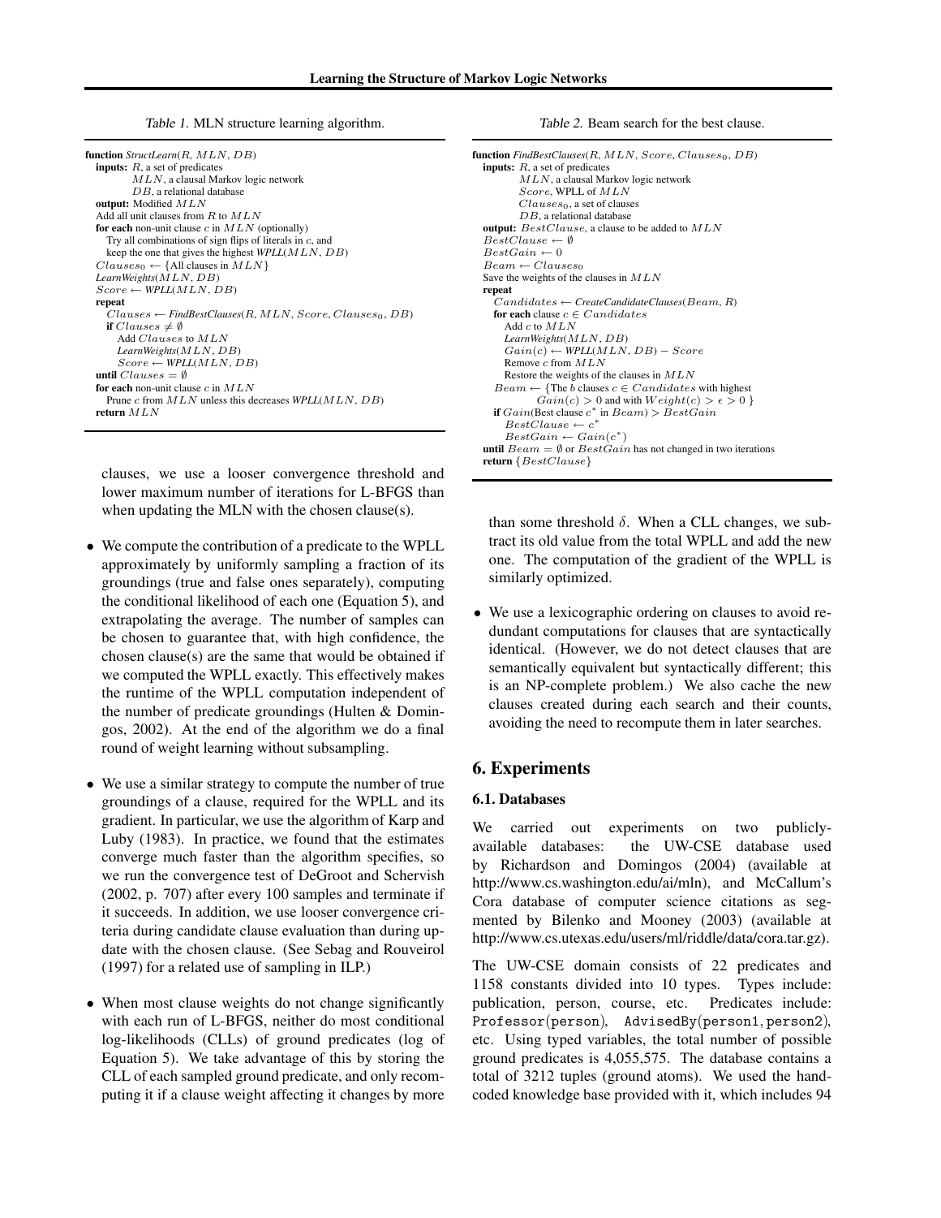Table 1. MLN structure learning algorithm.

```
function StructLearn(R, MLN, DB)
  inputs: R, a set of predicates
          MLN, a clausal Markov logic network
          DB, a relational database
  output: Modified MLN
  Add all unit clauses from R to MLN
  for each non-unit clause c in MLN (optionally)
    Try all combinations of sign flips of literals in c, and
    keep the one that gives the highest WPLL(MLN, DB)
  Clauses_0 ← {All clauses in MLN}
  LearnWeights(MLN, DB)
  Score ← WPLL(MLN, DB)
  repeat
    Clauses ← FindBestClauses(R, MLN, Score, Clauses_0, DB)
    if Clauses ≠ ∅
      Add Clauses to MLN
      LearnWeights(MLN, DB)
      Score ← WPLL(MLN, DB)
  until Clauses = ∅
  for each non-unit clause c in MLN
    Prune c from MLN unless this decreases WPLL(MLN, DB)
  return MLN
```

Table 2. Beam search for the best clause.

```
function FindBestClauses(R, MLN, Score, Clauses_0, DB)
  inputs: R, a set of predicates
          MLN, a clausal Markov logic network
          Score, WPLL of MLN
          Clauses_0, a set of clauses
          DB, a relational database
  output: BestClause, a clause to be added to MLN
  BestClause ← ∅
  BestGain ← 0
  Beam ← Clauses_0
  Save the weights of the clauses in MLN
  repeat
    Candidates ← CreateCandidateClauses(Beam, R)
    for each clause c ∈ Candidates
      Add c to MLN
      LearnWeights(MLN, DB)
      Gain(c) ← WPLL(MLN, DB) − Score
      Remove c from MLN
      Restore the weights of the clauses in MLN
    Beam ← {The b clauses c ∈ Candidates with highest
            Gain(c) > 0 and with Weight(c) > ε > 0 }
    if Gain(Best clause c* in Beam) > BestGain
      BestClause ← c*
      BestGain ← Gain(c*)
  until Beam = ∅ or BestGain has not changed in two iterations
  return {BestClause}
```

clauses, we use a looser convergence threshold and lower maximum number of iterations for L-BFGS than when updating the MLN with the chosen clause(s).

- We compute the contribution of a predicate to the WPLL approximately by uniformly sampling a fraction of its groundings (true and false ones separately), computing the conditional likelihood of each one (Equation 5), and extrapolating the average. The number of samples can be chosen to guarantee that, with high confidence, the chosen clause(s) are the same that would be obtained if we computed the WPLL exactly. This effectively makes the runtime of the WPLL computation independent of the number of predicate groundings (Hulten & Domingos, 2002). At the end of the algorithm we do a final round of weight learning without subsampling.

- We use a similar strategy to compute the number of true groundings of a clause, required for the WPLL and its gradient. In particular, we use the algorithm of Karp and Luby (1983). In practice, we found that the estimates converge much faster than the algorithm specifies, so we run the convergence test of DeGroot and Schervish (2002, p. 707) after every 100 samples and terminate if it succeeds. In addition, we use looser convergence criteria during candidate clause evaluation than during update with the chosen clause. (See Sebag and Rouveirol (1997) for a related use of sampling in ILP.)

- When most clause weights do not change significantly with each run of L-BFGS, neither do most conditional log-likelihoods (CLLs) of ground predicates (log of Equation 5). We take advantage of this by storing the CLL of each sampled ground predicate, and only recomputing it if a clause weight affecting it changes by more than some threshold $\delta$. When a CLL changes, we subtract its old value from the total WPLL and add the new one. The computation of the gradient of the WPLL is similarly optimized.

- We use a lexicographic ordering on clauses to avoid redundant computations for clauses that are syntactically identical. (However, we do not detect clauses that are semantically equivalent but syntactically different; this is an NP-complete problem.) We also cache the new clauses created during each search and their counts, avoiding the need to recompute them in later searches.

## 6. Experiments

### 6.1. Databases

We carried out experiments on two publicly-available databases: the UW-CSE database used by Richardson and Domingos (2004) (available at http://www.cs.washington.edu/ai/mln), and McCallum's Cora database of computer science citations as segmented by Bilenko and Mooney (2003) (available at http://www.cs.utexas.edu/users/ml/riddle/data/cora.tar.gz).

The UW-CSE domain consists of 22 predicates and 1158 constants divided into 10 types. Types include: publication, person, course, etc. Predicates include: Professor(person), AdvisedBy(person1, person2), etc. Using typed variables, the total number of possible ground predicates is 4,055,575. The database contains a total of 3212 tuples (ground atoms). We used the hand-coded knowledge base provided with it, which includes 94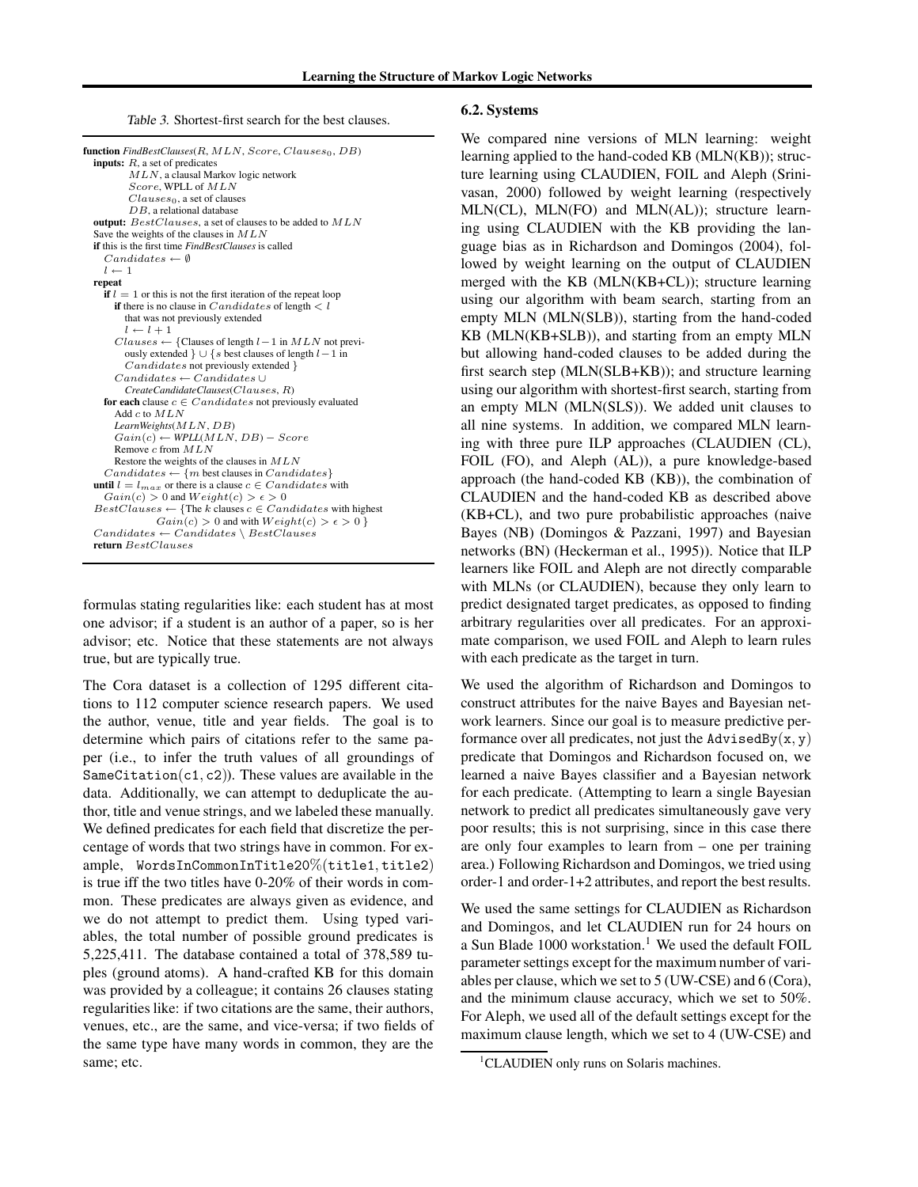Table 3. Shortest-first search for the best clauses.

```
function FindBestClauses(R, MLN, Score, Clauses_0, DB)
  inputs: R, a set of predicates
          MLN, a clausal Markov logic network
          Score, WPLL of MLN
          Clauses_0, a set of clauses
          DB, a relational database
  output: BestClauses, a set of clauses to be added to MLN
  Save the weights of the clauses in MLN
  if this is the first time FindBestClauses is called
    Candidates ← ∅
    l ← 1
  repeat
    if l = 1 or this is not the first iteration of the repeat loop
      if there is no clause in Candidates of length < l
         that was not previously extended
         l ← l + 1
      Clauses ← {Clauses of length l − 1 in MLN not previ-
         ously extended } ∪ {s best clauses of length l − 1 in
         Candidates not previously extended }
      Candidates ← Candidates ∪
         CreateCandidateClauses(Clauses, R)
    for each clause c ∈ Candidates not previously evaluated
      Add c to MLN
      LearnWeights(MLN, DB)
      Gain(c) ← WPLL(MLN, DB) − Score
      Remove c from MLN
      Restore the weights of the clauses in MLN
    Candidates ← {m best clauses in Candidates}
  until l = l_max or there is a clause c ∈ Candidates with
    Gain(c) > 0 and Weight(c) > ε > 0
  BestClauses ← {The k clauses c ∈ Candidates with highest
               Gain(c) > 0 and with Weight(c) > ε > 0 }
  Candidates ← Candidates \ BestClauses
  return BestClauses
```

formulas stating regularities like: each student has at most one advisor; if a student is an author of a paper, so is her advisor; etc. Notice that these statements are not always true, but are typically true.

The Cora dataset is a collection of 1295 different citations to 112 computer science research papers. We used the author, venue, title and year fields. The goal is to determine which pairs of citations refer to the same paper (i.e., to infer the truth values of all groundings of SameCitation(c1, c2)). These values are available in the data. Additionally, we can attempt to deduplicate the author, title and venue strings, and we labeled these manually. We defined predicates for each field that discretize the percentage of words that two strings have in common. For example, WordsInCommonInTitle20%(title1, title2) is true iff the two titles have 0-20% of their words in common. These predicates are always given as evidence, and we do not attempt to predict them. Using typed variables, the total number of possible ground predicates is 5,225,411. The database contained a total of 378,589 tuples (ground atoms). A hand-crafted KB for this domain was provided by a colleague; it contains 26 clauses stating regularities like: if two citations are the same, their authors, venues, etc., are the same, and vice-versa; if two fields of the same type have many words in common, they are the same; etc.

### 6.2. Systems

We compared nine versions of MLN learning: weight learning applied to the hand-coded KB (MLN(KB)); structure learning using CLAUDIEN, FOIL and Aleph (Srinivasan, 2000) followed by weight learning (respectively MLN(CL), MLN(FO) and MLN(AL)); structure learning using CLAUDIEN with the KB providing the language bias as in Richardson and Domingos (2004), followed by weight learning on the output of CLAUDIEN merged with the KB (MLN(KB+CL)); structure learning using our algorithm with beam search, starting from an empty MLN (MLN(SLB)), starting from the hand-coded KB (MLN(KB+SLB)), and starting from an empty MLN but allowing hand-coded clauses to be added during the first search step (MLN(SLB+KB)); and structure learning using our algorithm with shortest-first search, starting from an empty MLN (MLN(SLS)). We added unit clauses to all nine systems. In addition, we compared MLN learning with three pure ILP approaches (CLAUDIEN (CL), FOIL (FO), and Aleph (AL)), a pure knowledge-based approach (the hand-coded KB (KB)), the combination of CLAUDIEN and the hand-coded KB as described above (KB+CL), and two pure probabilistic approaches (naive Bayes (NB) (Domingos & Pazzani, 1997) and Bayesian networks (BN) (Heckerman et al., 1995)). Notice that ILP learners like FOIL and Aleph are not directly comparable with MLNs (or CLAUDIEN), because they only learn to predict designated target predicates, as opposed to finding arbitrary regularities over all predicates. For an approximate comparison, we used FOIL and Aleph to learn rules with each predicate as the target in turn.

We used the algorithm of Richardson and Domingos to construct attributes for the naive Bayes and Bayesian network learners. Since our goal is to measure predictive performance over all predicates, not just the AdvisedBy(x, y) predicate that Domingos and Richardson focused on, we learned a naive Bayes classifier and a Bayesian network for each predicate. (Attempting to learn a single Bayesian network to predict all predicates simultaneously gave very poor results; this is not surprising, since in this case there are only four examples to learn from – one per training area.) Following Richardson and Domingos, we tried using order-1 and order-1+2 attributes, and report the best results.

We used the same settings for CLAUDIEN as Richardson and Domingos, and let CLAUDIEN run for 24 hours on a Sun Blade 1000 workstation.[1] We used the default FOIL parameter settings except for the maximum number of variables per clause, which we set to 5 (UW-CSE) and 6 (Cora), and the minimum clause accuracy, which we set to 50%. For Aleph, we used all of the default settings except for the maximum clause length, which we set to 4 (UW-CSE) and

[1]CLAUDIEN only runs on Solaris machines.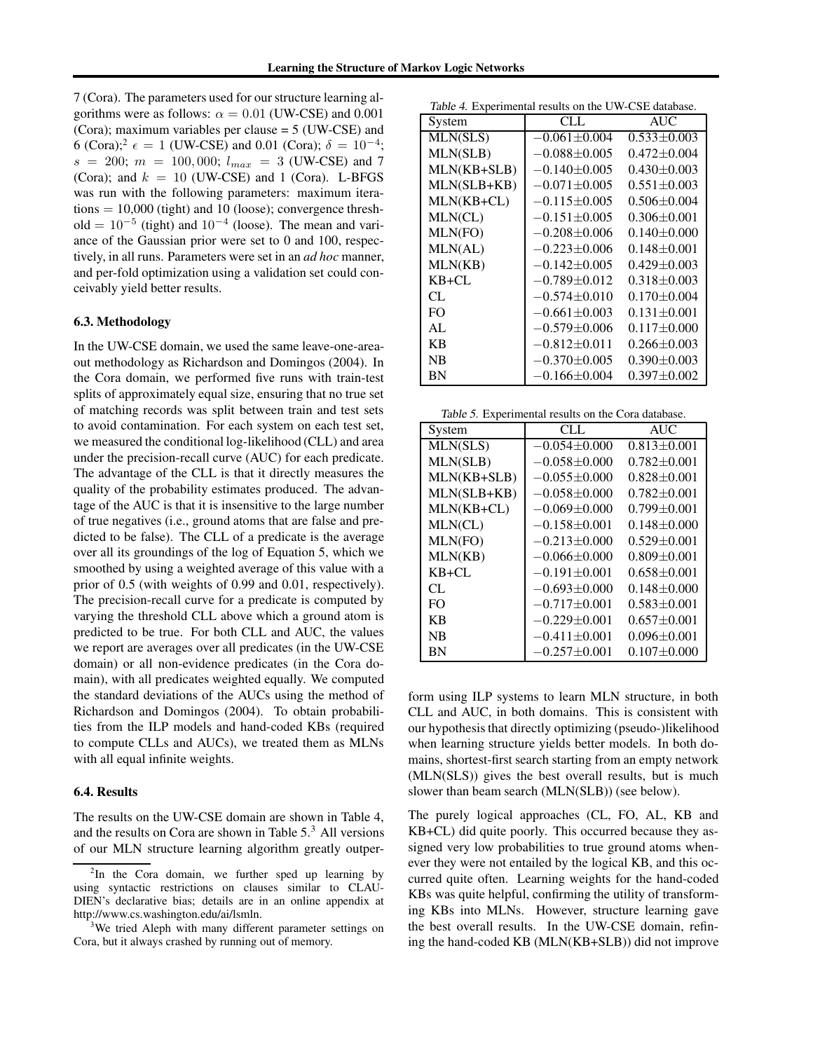7 (Cora). The parameters used for our structure learning algorithms were as follows: $\alpha = 0.01$ (UW-CSE) and 0.001 (Cora); maximum variables per clause = 5 (UW-CSE) and 6 (Cora);[2] $\epsilon = 1$ (UW-CSE) and 0.01 (Cora); $\delta = 10^{-4}$; $s = 200$; $m = 100,000$; $l_{max} = 3$ (UW-CSE) and 7 (Cora); and $k = 10$ (UW-CSE) and 1 (Cora). L-BFGS was run with the following parameters: maximum iterations = 10,000 (tight) and 10 (loose); convergence threshold = $10^{-5}$ (tight) and $10^{-4}$ (loose). The mean and variance of the Gaussian prior were set to 0 and 100, respectively, in all runs. Parameters were set in an *ad hoc* manner, and per-fold optimization using a validation set could conceivably yield better results.

### 6.3. Methodology

In the UW-CSE domain, we used the same leave-one-area-out methodology as Richardson and Domingos (2004). In the Cora domain, we performed five runs with train-test splits of approximately equal size, ensuring that no true set of matching records was split between train and test sets to avoid contamination. For each system on each test set, we measured the conditional log-likelihood (CLL) and area under the precision-recall curve (AUC) for each predicate. The advantage of the CLL is that it directly measures the quality of the probability estimates produced. The advantage of the AUC is that it is insensitive to the large number of true negatives (i.e., ground atoms that are false and predicted to be false). The CLL of a predicate is the average over all its groundings of the log of Equation 5, which we smoothed by using a weighted average of this value with a prior of 0.5 (with weights of 0.99 and 0.01, respectively). The precision-recall curve for a predicate is computed by varying the threshold CLL above which a ground atom is predicted to be true. For both CLL and AUC, the values we report are averages over all predicates (in the UW-CSE domain) or all non-evidence predicates (in the Cora domain), with all predicates weighted equally. We computed the standard deviations of the AUCs using the method of Richardson and Domingos (2004). To obtain probabilities from the ILP models and hand-coded KBs (required to compute CLLs and AUCs), we treated them as MLNs with all equal infinite weights.

### 6.4. Results

The results on the UW-CSE domain are shown in Table 4, and the results on Cora are shown in Table 5.[3] All versions of our MLN structure learning algorithm greatly outperform using ILP systems to learn MLN structure, in both CLL and AUC, in both domains. This is consistent with our hypothesis that directly optimizing (pseudo-)likelihood when learning structure yields better models. In both domains, shortest-first search starting from an empty network (MLN(SLS)) gives the best overall results, but is much slower than beam search (MLN(SLB)) (see below).

The purely logical approaches (CL, FO, AL, KB and KB+CL) did quite poorly. This occurred because they assigned very low probabilities to true ground atoms whenever they were not entailed by the logical KB, and this occurred quite often. Learning weights for the hand-coded KBs was quite helpful, confirming the utility of transforming KBs into MLNs. However, structure learning gave the best overall results. In the UW-CSE domain, refining the hand-coded KB (MLN(KB+SLB)) did not improve

*Table 4.* Experimental results on the UW-CSE database.

| System | CLL | AUC |
|---|---|---|
| MLN(SLS) | $-0.061 \pm 0.004$ | $0.533 \pm 0.003$ |
| MLN(SLB) | $-0.088 \pm 0.005$ | $0.472 \pm 0.004$ |
| MLN(KB+SLB) | $-0.140 \pm 0.005$ | $0.430 \pm 0.003$ |
| MLN(SLB+KB) | $-0.071 \pm 0.005$ | $0.551 \pm 0.003$ |
| MLN(KB+CL) | $-0.115 \pm 0.005$ | $0.506 \pm 0.004$ |
| MLN(CL) | $-0.151 \pm 0.005$ | $0.306 \pm 0.001$ |
| MLN(FO) | $-0.208 \pm 0.006$ | $0.140 \pm 0.000$ |
| MLN(AL) | $-0.223 \pm 0.006$ | $0.148 \pm 0.001$ |
| MLN(KB) | $-0.142 \pm 0.005$ | $0.429 \pm 0.003$ |
| KB+CL | $-0.789 \pm 0.012$ | $0.318 \pm 0.003$ |
| CL | $-0.574 \pm 0.010$ | $0.170 \pm 0.004$ |
| FO | $-0.661 \pm 0.003$ | $0.131 \pm 0.001$ |
| AL | $-0.579 \pm 0.006$ | $0.117 \pm 0.000$ |
| KB | $-0.812 \pm 0.011$ | $0.266 \pm 0.003$ |
| NB | $-0.370 \pm 0.005$ | $0.390 \pm 0.003$ |
| BN | $-0.166 \pm 0.004$ | $0.397 \pm 0.002$ |

*Table 5.* Experimental results on the Cora database.

| System | CLL | AUC |
|---|---|---|
| MLN(SLS) | $-0.054 \pm 0.000$ | $0.813 \pm 0.001$ |
| MLN(SLB) | $-0.058 \pm 0.000$ | $0.782 \pm 0.001$ |
| MLN(KB+SLB) | $-0.055 \pm 0.000$ | $0.828 \pm 0.001$ |
| MLN(SLB+KB) | $-0.058 \pm 0.000$ | $0.782 \pm 0.001$ |
| MLN(KB+CL) | $-0.069 \pm 0.000$ | $0.799 \pm 0.001$ |
| MLN(CL) | $-0.158 \pm 0.001$ | $0.148 \pm 0.000$ |
| MLN(FO) | $-0.213 \pm 0.000$ | $0.529 \pm 0.001$ |
| MLN(KB) | $-0.066 \pm 0.000$ | $0.809 \pm 0.001$ |
| KB+CL | $-0.191 \pm 0.001$ | $0.658 \pm 0.001$ |
| CL | $-0.693 \pm 0.000$ | $0.148 \pm 0.000$ |
| FO | $-0.717 \pm 0.001$ | $0.583 \pm 0.001$ |
| KB | $-0.229 \pm 0.001$ | $0.657 \pm 0.001$ |
| NB | $-0.411 \pm 0.001$ | $0.096 \pm 0.001$ |
| BN | $-0.257 \pm 0.001$ | $0.107 \pm 0.000$ |

[2] In the Cora domain, we further sped up learning by using syntactic restrictions on clauses similar to CLAUDIEN's declarative bias; details are in an online appendix at http://www.cs.washington.edu/ai/lsmln.

[3] We tried Aleph with many different parameter settings on Cora, but it always crashed by running out of memory.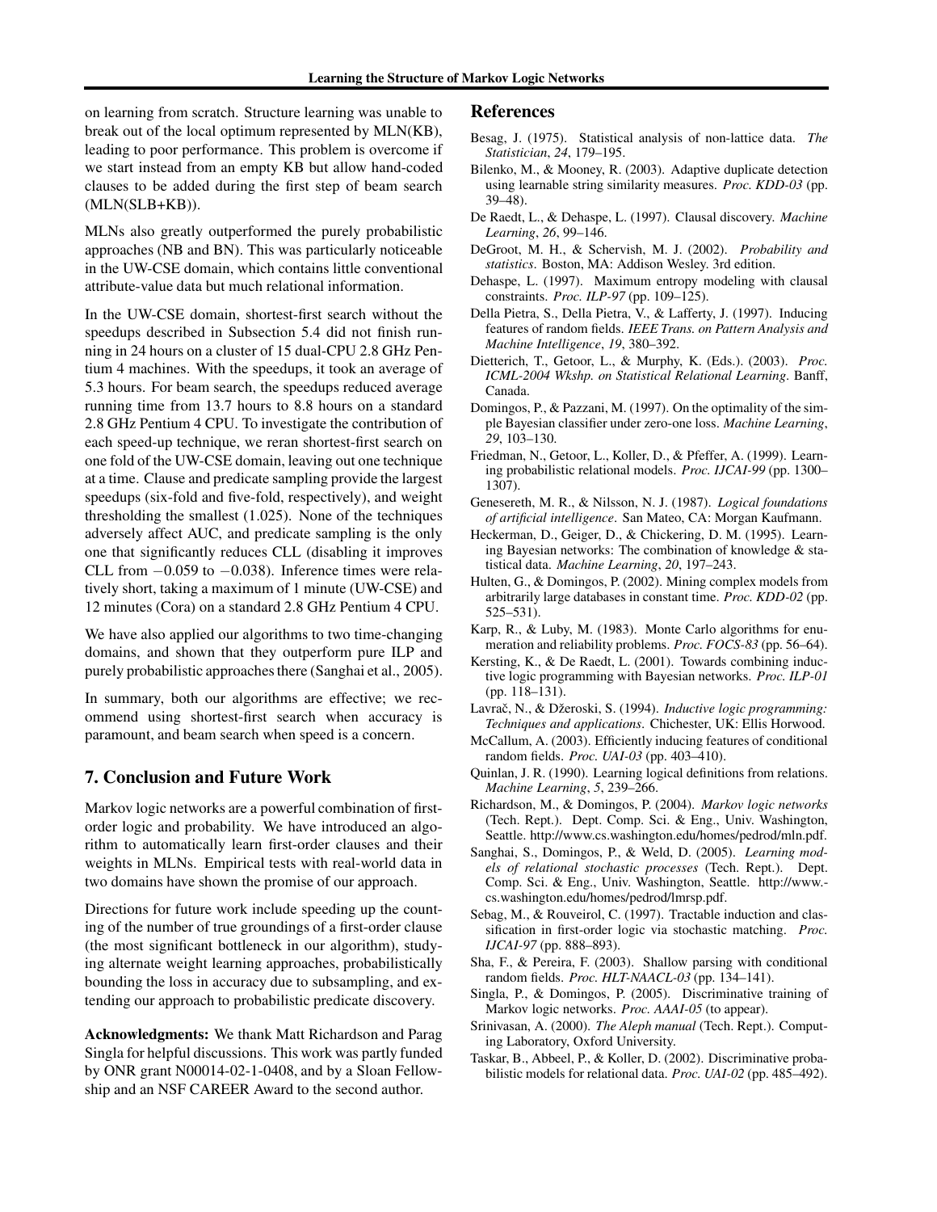on learning from scratch. Structure learning was unable to break out of the local optimum represented by MLN(KB), leading to poor performance. This problem is overcome if we start instead from an empty KB but allow hand-coded clauses to be added during the first step of beam search (MLN(SLB+KB)).

MLNs also greatly outperformed the purely probabilistic approaches (NB and BN). This was particularly noticeable in the UW-CSE domain, which contains little conventional attribute-value data but much relational information.

In the UW-CSE domain, shortest-first search without the speedups described in Subsection 5.4 did not finish running in 24 hours on a cluster of 15 dual-CPU 2.8 GHz Pentium 4 machines. With the speedups, it took an average of 5.3 hours. For beam search, the speedups reduced average running time from 13.7 hours to 8.8 hours on a standard 2.8 GHz Pentium 4 CPU. To investigate the contribution of each speed-up technique, we reran shortest-first search on one fold of the UW-CSE domain, leaving out one technique at a time. Clause and predicate sampling provide the largest speedups (six-fold and five-fold, respectively), and weight thresholding the smallest (1.025). None of the techniques adversely affect AUC, and predicate sampling is the only one that significantly reduces CLL (disabling it improves CLL from $-0.059$ to $-0.038$). Inference times were relatively short, taking a maximum of 1 minute (UW-CSE) and 12 minutes (Cora) on a standard 2.8 GHz Pentium 4 CPU.

We have also applied our algorithms to two time-changing domains, and shown that they outperform pure ILP and purely probabilistic approaches there (Sanghai et al., 2005).

In summary, both our algorithms are effective; we recommend using shortest-first search when accuracy is paramount, and beam search when speed is a concern.

## 7. Conclusion and Future Work

Markov logic networks are a powerful combination of first-order logic and probability. We have introduced an algorithm to automatically learn first-order clauses and their weights in MLNs. Empirical tests with real-world data in two domains have shown the promise of our approach.

Directions for future work include speeding up the counting of the number of true groundings of a first-order clause (the most significant bottleneck in our algorithm), studying alternate weight learning approaches, probabilistically bounding the loss in accuracy due to subsampling, and extending our approach to probabilistic predicate discovery.

**Acknowledgments:** We thank Matt Richardson and Parag Singla for helpful discussions. This work was partly funded by ONR grant N00014-02-1-0408, and by a Sloan Fellowship and an NSF CAREER Award to the second author.

## References

Besag, J. (1975). Statistical analysis of non-lattice data. *The Statistician*, *24*, 179–195.

Bilenko, M., & Mooney, R. (2003). Adaptive duplicate detection using learnable string similarity measures. *Proc. KDD-03* (pp. 39–48).

De Raedt, L., & Dehaspe, L. (1997). Clausal discovery. *Machine Learning*, *26*, 99–146.

DeGroot, M. H., & Schervish, M. J. (2002). *Probability and statistics*. Boston, MA: Addison Wesley. 3rd edition.

Dehaspe, L. (1997). Maximum entropy modeling with clausal constraints. *Proc. ILP-97* (pp. 109–125).

Della Pietra, S., Della Pietra, V., & Lafferty, J. (1997). Inducing features of random fields. *IEEE Trans. on Pattern Analysis and Machine Intelligence*, *19*, 380–392.

Dietterich, T., Getoor, L., & Murphy, K. (Eds.). (2003). *Proc. ICML-2004 Wkshp. on Statistical Relational Learning*. Banff, Canada.

Domingos, P., & Pazzani, M. (1997). On the optimality of the simple Bayesian classifier under zero-one loss. *Machine Learning*, *29*, 103–130.

Friedman, N., Getoor, L., Koller, D., & Pfeffer, A. (1999). Learning probabilistic relational models. *Proc. IJCAI-99* (pp. 1300–1307).

Genesereth, M. R., & Nilsson, N. J. (1987). *Logical foundations of artificial intelligence*. San Mateo, CA: Morgan Kaufmann.

Heckerman, D., Geiger, D., & Chickering, D. M. (1995). Learning Bayesian networks: The combination of knowledge & statistical data. *Machine Learning*, *20*, 197–243.

Hulten, G., & Domingos, P. (2002). Mining complex models from arbitrarily large databases in constant time. *Proc. KDD-02* (pp. 525–531).

Karp, R., & Luby, M. (1983). Monte Carlo algorithms for enumeration and reliability problems. *Proc. FOCS-83* (pp. 56–64).

Kersting, K., & De Raedt, L. (2001). Towards combining inductive logic programming with Bayesian networks. *Proc. ILP-01* (pp. 118–131).

Lavrač, N., & Džeroski, S. (1994). *Inductive logic programming: Techniques and applications*. Chichester, UK: Ellis Horwood.

McCallum, A. (2003). Efficiently inducing features of conditional random fields. *Proc. UAI-03* (pp. 403–410).

Quinlan, J. R. (1990). Learning logical definitions from relations. *Machine Learning*, *5*, 239–266.

Richardson, M., & Domingos, P. (2004). *Markov logic networks* (Tech. Rept.). Dept. Comp. Sci. & Eng., Univ. Washington, Seattle. http://www.cs.washington.edu/homes/pedrod/mln.pdf.

Sanghai, S., Domingos, P., & Weld, D. (2005). *Learning models of relational stochastic processes* (Tech. Rept.). Dept. Comp. Sci. & Eng., Univ. Washington, Seattle. http://www.cs.washington.edu/homes/pedrod/lmrsp.pdf.

Sebag, M., & Rouveirol, C. (1997). Tractable induction and classification in first-order logic via stochastic matching. *Proc. IJCAI-97* (pp. 888–893).

Sha, F., & Pereira, F. (2003). Shallow parsing with conditional random fields. *Proc. HLT-NAACL-03* (pp. 134–141).

Singla, P., & Domingos, P. (2005). Discriminative training of Markov logic networks. *Proc. AAAI-05* (to appear).

Srinivasan, A. (2000). *The Aleph manual* (Tech. Rept.). Computing Laboratory, Oxford University.

Taskar, B., Abbeel, P., & Koller, D. (2002). Discriminative probabilistic models for relational data. *Proc. UAI-02* (pp. 485–492).